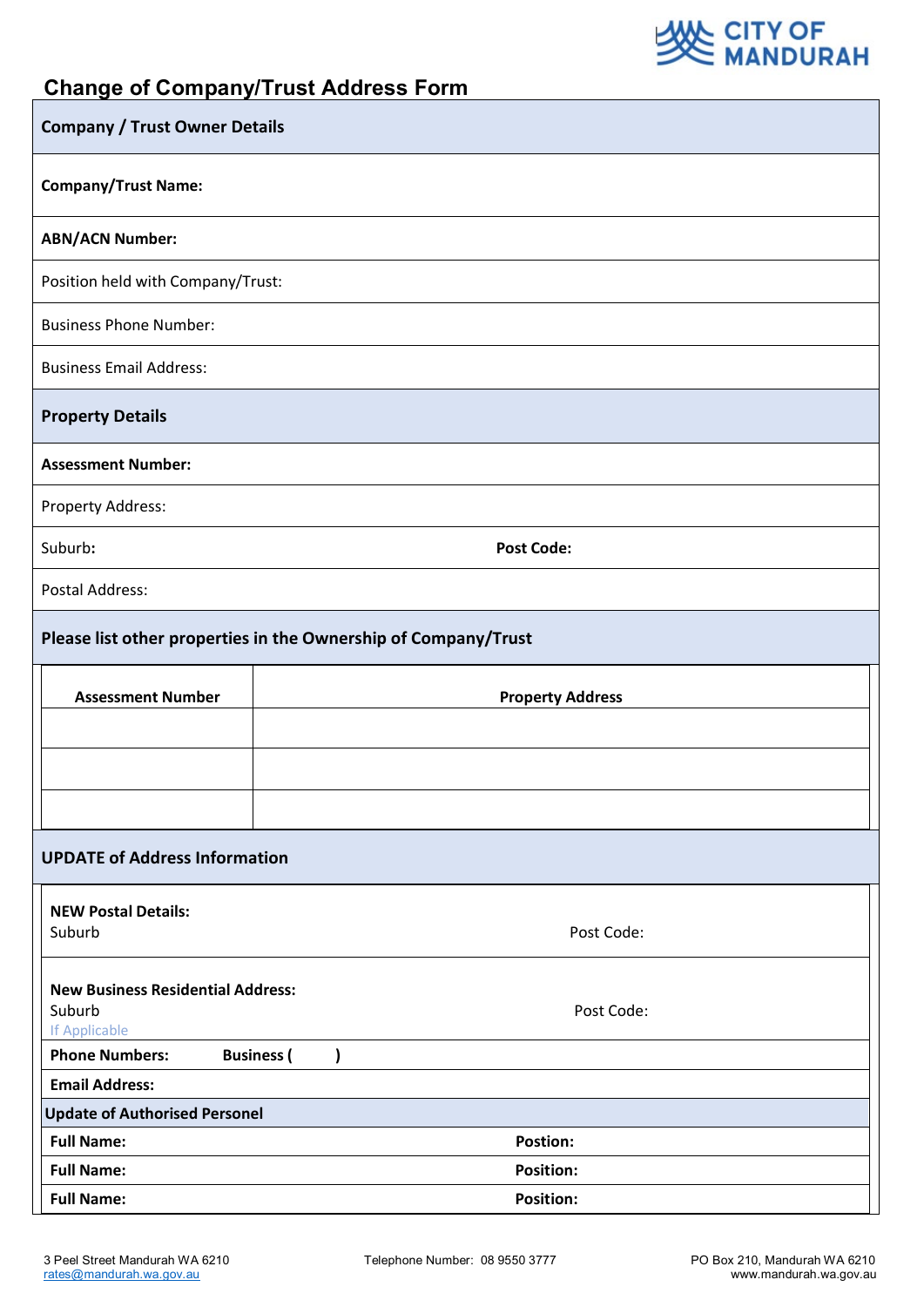CITY OF MANDURAH

# Change of Company/Trust Address Form

## Company / Trust Owner Details

**Company/Trust Name:**

**ABN/ACN Number:**

Position held with Company/Trust:

Business Phone Number:

Business Email Address:

## Property Details

**Assessment Number:**

Property Address:

Suburb**:** **Post Code:**

Postal Address:

## Please list other properties in the Ownership of Company/Trust

| **Assessment Number** | **Property Address** |
|---|---|
| | |
| | |
| | |

## UPDATE of Address Information

**NEW Postal Details:**
Suburb Post Code:

**New Business Residential Address:**
Suburb Post Code:
If Applicable

**Phone Numbers:** **Business (  )**

**Email Address:**

**Update of Authorised Personel**

| | |
|---|---|
| **Full Name:** | **Postion:** |
| **Full Name:** | **Position:** |
| **Full Name:** | **Position:** |

3 Peel Street Mandurah WA 6210
rates@mandurah.wa.gov.au

Telephone Number: 08 9550 3777

PO Box 210, Mandurah WA 6210
www.mandurah.wa.gov.au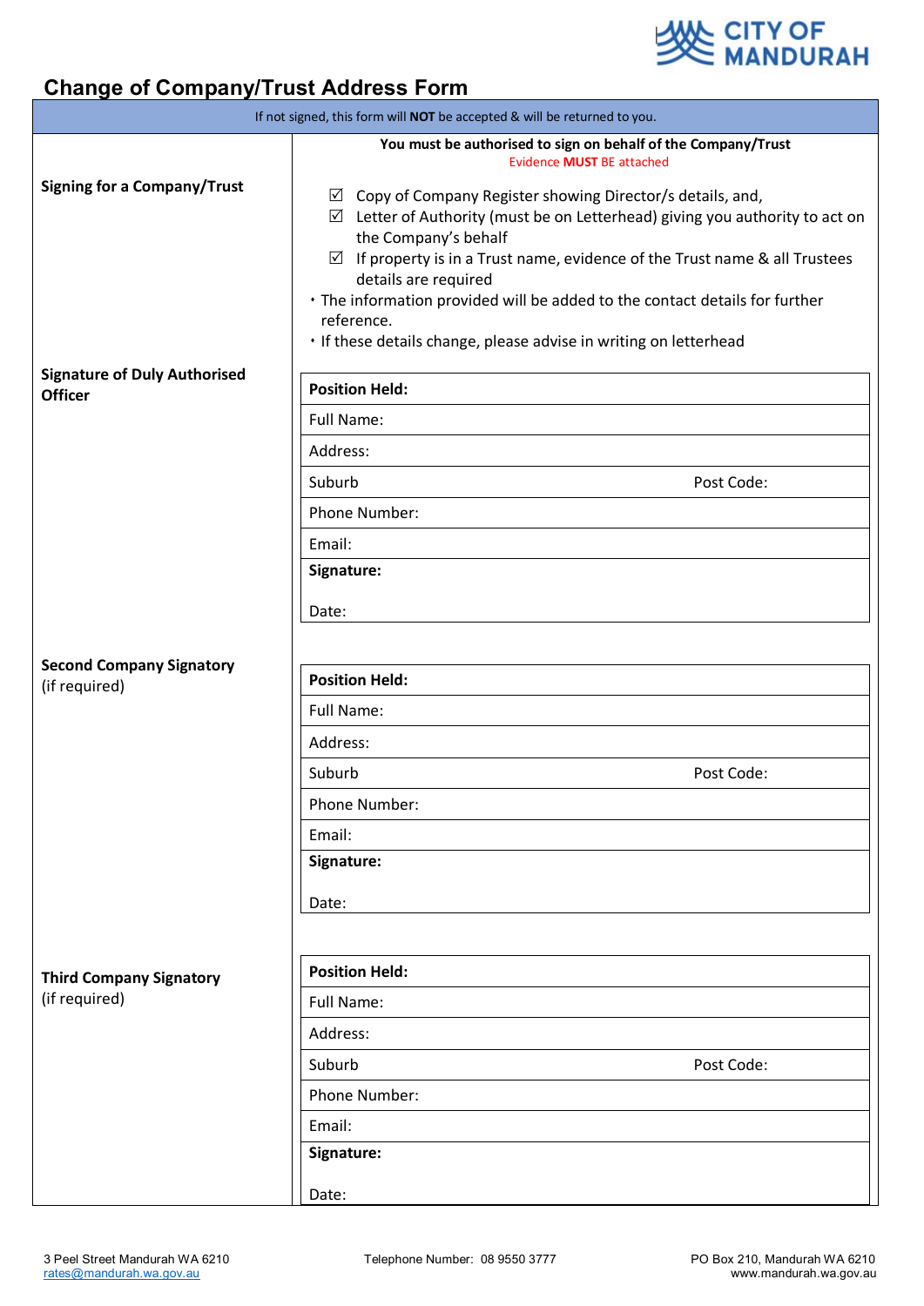# Change of Company/Trust Address Form

If not signed, this form will **NOT** be accepted & will be returned to you.

| | |
|---|---|
| **Signing for a Company/Trust** | **You must be authorised to sign on behalf of the Company/Trust**<br>Evidence **MUST** BE attached<br>☑ Copy of Company Register showing Director/s details, and,<br>☑ Letter of Authority (must be on Letterhead) giving you authority to act on the Company's behalf<br>☑ If property is in a Trust name, evidence of the Trust name & all Trustees details are required<br>• The information provided will be added to the contact details for further reference.<br>• If these details change, please advise in writing on letterhead |
| **Signature of Duly Authorised Officer** | **Position Held:**<br>Full Name:<br>Address:<br>Suburb Post Code:<br>Phone Number:<br>Email:<br>**Signature:**<br>Date: |
| **Second Company Signatory** (if required) | **Position Held:**<br>Full Name:<br>Address:<br>Suburb Post Code:<br>Phone Number:<br>Email:<br>**Signature:**<br>Date: |
| **Third Company Signatory** (if required) | **Position Held:**<br>Full Name:<br>Address:<br>Suburb Post Code:<br>Phone Number:<br>Email:<br>**Signature:**<br>Date: |

3 Peel Street Mandurah WA 6210
rates@mandurah.wa.gov.au

Telephone Number: 08 9550 3777

PO Box 210, Mandurah WA 6210
www.mandurah.wa.gov.au